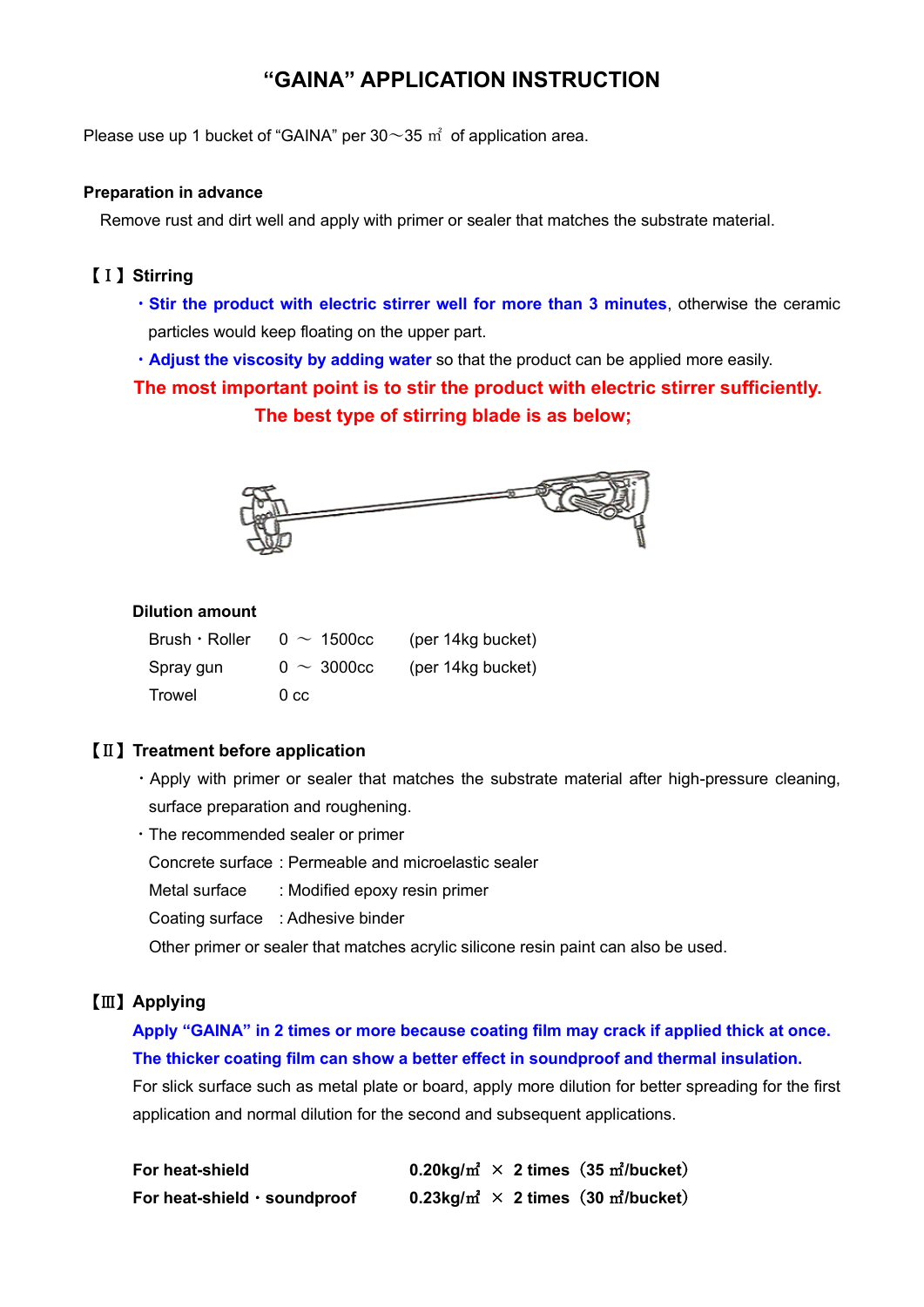# "GAINA" APPLICATION INSTRUCTION

Please use up 1 bucket of "GAINA" per 30～35 ㎡ of application area.

**Preparation in advance**

Remove rust and dirt well and apply with primer or sealer that matches the substrate material.

## 【Ⅰ】Stirring

- **Stir the product with electric stirrer well for more than 3 minutes**, otherwise the ceramic particles would keep floating on the upper part.
- **Adjust the viscosity by adding water** so that the product can be applied more easily.

**The most important point is to stir the product with electric stirrer sufficiently.**

**The best type of stirring blade is as below;**

**Dilution amount**

| | | |
|---|---|---|
| Brush・Roller | 0 ～ 1500cc | (per 14kg bucket) |
| Spray gun | 0 ～ 3000cc | (per 14kg bucket) |
| Trowel | 0 cc | |

## 【Ⅱ】Treatment before application

- Apply with primer or sealer that matches the substrate material after high-pressure cleaning, surface preparation and roughening.
- The recommended sealer or primer

  Concrete surface : Permeable and microelastic sealer

  Metal surface : Modified epoxy resin primer

  Coating surface : Adhesive binder

  Other primer or sealer that matches acrylic silicone resin paint can also be used.

## 【Ⅲ】Applying

**Apply "GAINA" in 2 times or more because coating film may crack if applied thick at once.**

**The thicker coating film can show a better effect in soundproof and thermal insulation.**

For slick surface such as metal plate or board, apply more dilution for better spreading for the first application and normal dilution for the second and subsequent applications.

| | |
|---|---|
| **For heat-shield** | **0.20kg/㎡ × 2 times（35 ㎡/bucket）** |
| **For heat-shield・soundproof** | **0.23kg/㎡ × 2 times（30 ㎡/bucket）** |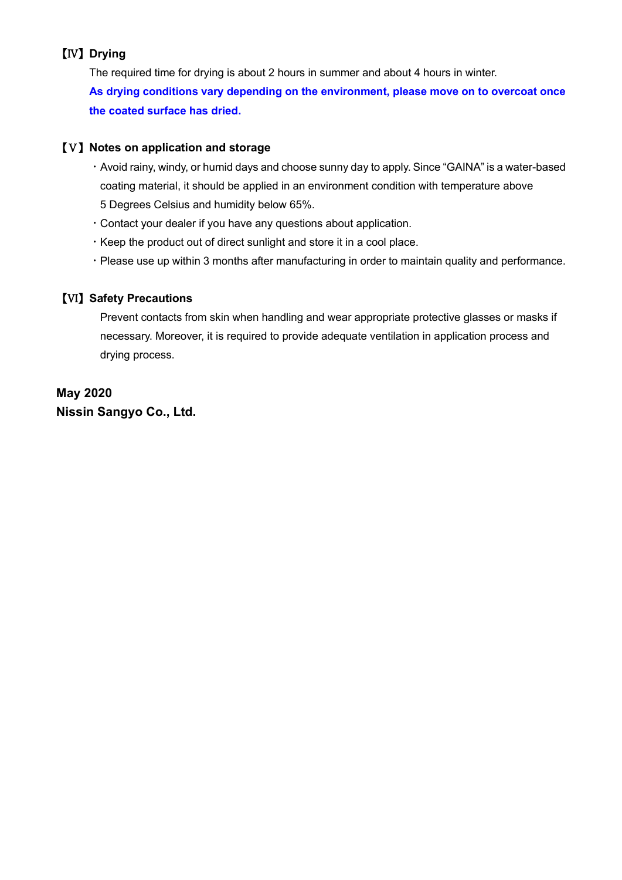## 【Ⅳ】Drying

The required time for drying is about 2 hours in summer and about 4 hours in winter.

**As drying conditions vary depending on the environment, please move on to overcoat once the coated surface has dried.**

## 【Ⅴ】Notes on application and storage

・Avoid rainy, windy, or humid days and choose sunny day to apply. Since "GAINA" is a water-based coating material, it should be applied in an environment condition with temperature above 5 Degrees Celsius and humidity below 65%.

・Contact your dealer if you have any questions about application.

・Keep the product out of direct sunlight and store it in a cool place.

・Please use up within 3 months after manufacturing in order to maintain quality and performance.

## 【Ⅵ】Safety Precautions

Prevent contacts from skin when handling and wear appropriate protective glasses or masks if necessary. Moreover, it is required to provide adequate ventilation in application process and drying process.

**May 2020**
**Nissin Sangyo Co., Ltd.**